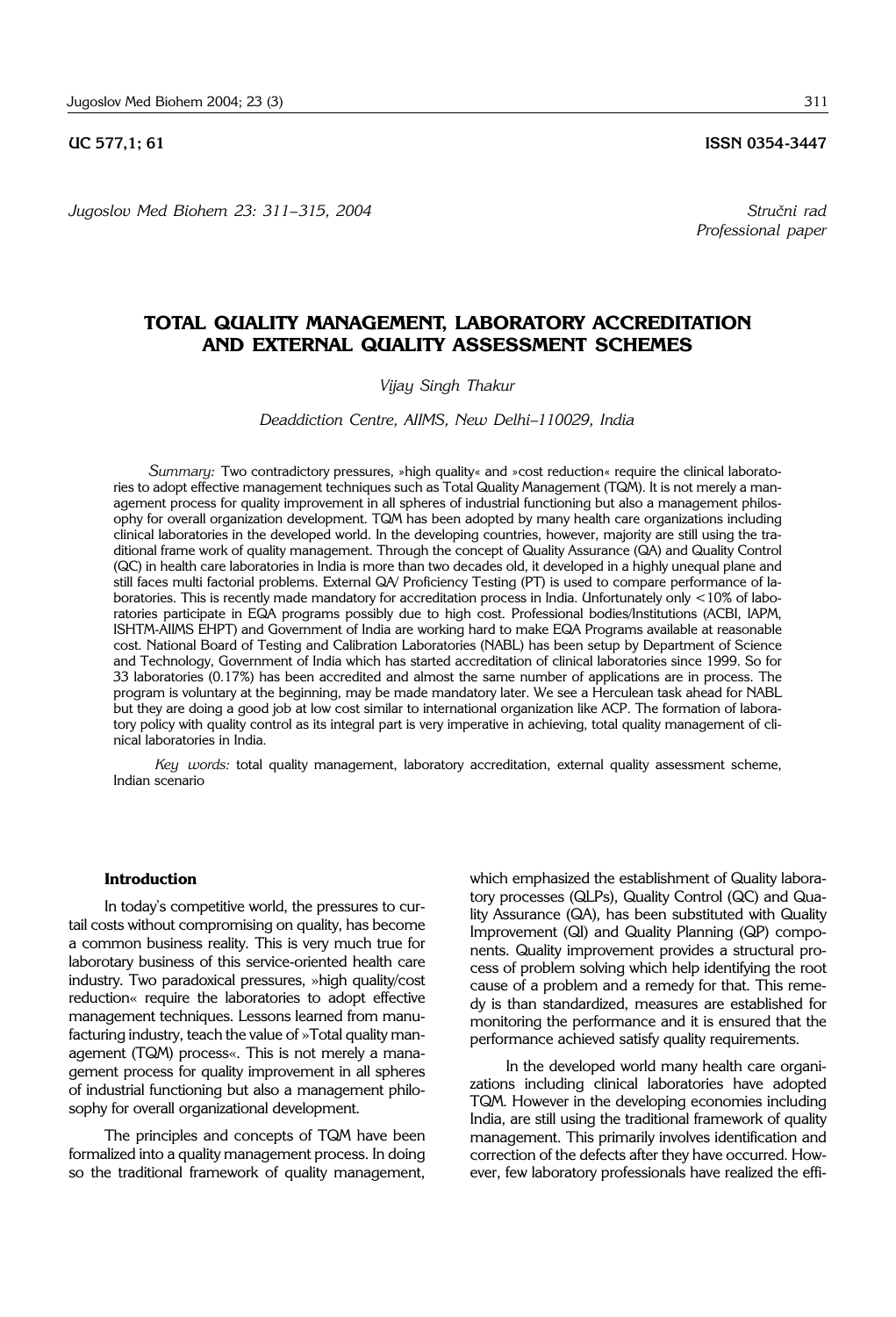UC 577,1; 61 ISSN 0354-3447

*Stručni rad*
*Professional paper*

# TOTAL QUALITY MANAGEMENT, LABORATORY ACCREDITATION AND EXTERNAL QUALITY ASSESSMENT SCHEMES

*Vijay Singh Thakur*

*Deaddiction Centre, AIIMS, New Delhi–110029, India*

*Summary:* Two contradictory pressures, »high quality« and »cost reduction« require the clinical laboratories to adopt effective management techniques such as Total Quality Management (TQM). It is not merely a management process for quality improvement in all spheres of industrial functioning but also a management philosophy for overall organization development. TQM has been adopted by many health care organizations including clinical laboratories in the developed world. In the developing countries, however, majority are still using the traditional frame work of quality management. Through the concept of Quality Assurance (QA) and Quality Control (QC) in health care laboratories in India is more than two decades old, it developed in a highly unequal plane and still faces multi factorial problems. External QA/ Proficiency Testing (PT) is used to compare performance of laboratories. This is recently made mandatory for accreditation process in India. Unfortunately only <10% of laboratories participate in EQA programs possibly due to high cost. Professional bodies/Institutions (ACBI, IAPM, ISHTM-AIIMS EHPT) and Government of India are working hard to make EQA Programs available at reasonable cost. National Board of Testing and Calibration Laboratories (NABL) has been setup by Department of Science and Technology, Government of India which has started accreditation of clinical laboratories since 1999. So for 33 laboratories (0.17%) has been accredited and almost the same number of applications are in process. The program is voluntary at the beginning, may be made mandatory later. We see a Herculean task ahead for NABL but they are doing a good job at low cost similar to international organization like ACP. The formation of laboratory policy with quality control as its integral part is very imperative in achieving, total quality management of clinical laboratories in India.

*Key words:* total quality management, laboratory accreditation, external quality assessment scheme, Indian scenario

## Introduction

In today's competitive world, the pressures to curtail costs without compromising on quality, has become a common business reality. This is very much true for laborotary business of this service-oriented health care industry. Two paradoxical pressures, »high quality/cost reduction« require the laboratories to adopt effective management techniques. Lessons learned from manufacturing industry, teach the value of »Total quality management (TQM) process«. This is not merely a management process for quality improvement in all spheres of industrial functioning but also a management philosophy for overall organizational development.

The principles and concepts of TQM have been formalized into a quality management process. In doing so the traditional framework of quality management, which emphasized the establishment of Quality laboratory processes (QLPs), Quality Control (QC) and Quality Assurance (QA), has been substituted with Quality Improvement (QI) and Quality Planning (QP) components. Quality improvement provides a structural process of problem solving which help identifying the root cause of a problem and a remedy for that. This remedy is than standardized, measures are established for monitoring the performance and it is ensured that the performance achieved satisfy quality requirements.

In the developed world many health care organizations including clinical laboratories have adopted TQM. However in the developing economies including India, are still using the traditional framework of quality management. This primarily involves identification and correction of the defects after they have occurred. However, few laboratory professionals have realized the effi-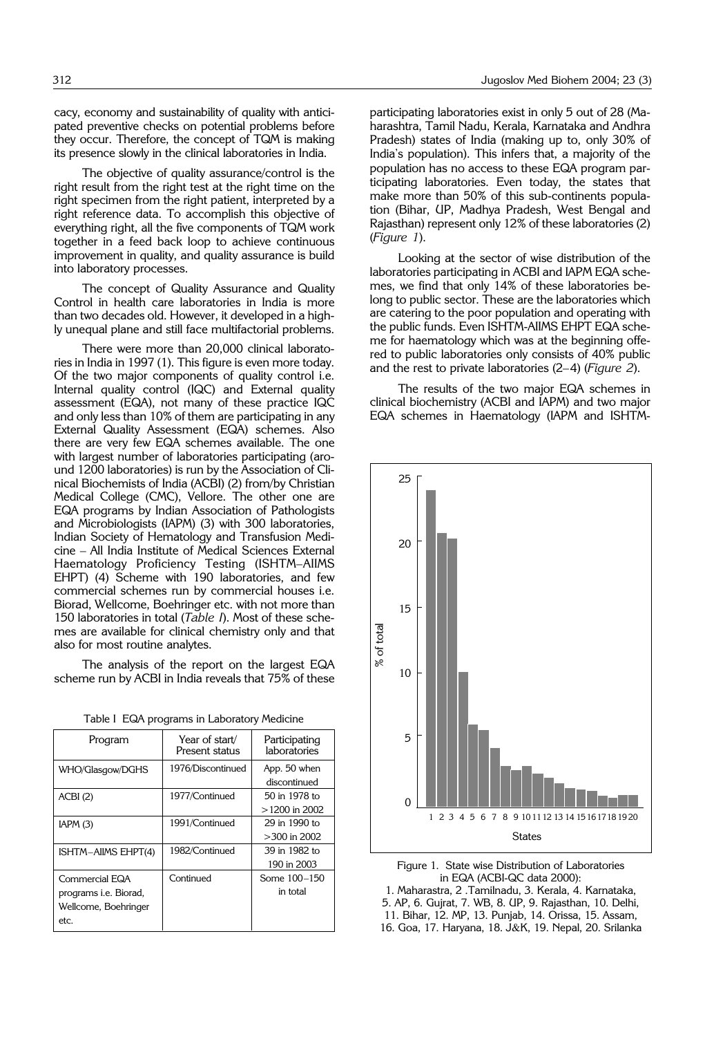cacy, economy and sustainability of quality with anticipated preventive checks on potential problems before they occur. Therefore, the concept of TQM is making its presence slowly in the clinical laboratories in India.

The objective of quality assurance/control is the right result from the right test at the right time on the right specimen from the right patient, interpreted by a right reference data. To accomplish this objective of everything right, all the five components of TQM work together in a feed back loop to achieve continuous improvement in quality, and quality assurance is build into laboratory processes.

The concept of Quality Assurance and Quality Control in health care laboratories in India is more than two decades old. However, it developed in a highly unequal plane and still face multifactorial problems.

There were more than 20,000 clinical laboratories in India in 1997 (1). This figure is even more today. Of the two major components of quality control i.e. Internal quality control (IQC) and External quality assessment (EQA), not many of these practice IQC and only less than 10% of them are participating in any External Quality Assessment (EQA) schemes. Also there are very few EQA schemes available. The one with largest number of laboratories participating (around 1200 laboratories) is run by the Association of Clinical Biochemists of India (ACBI) (2) from/by Christian Medical College (CMC), Vellore. The other one are EQA programs by Indian Association of Pathologists and Microbiologists (IAPM) (3) with 300 laboratories, Indian Society of Hematology and Transfusion Medicine – All India Institute of Medical Sciences External Haematology Proficiency Testing (ISHTM–AIIMS EHPT) (4) Scheme with 190 laboratories, and few commercial schemes run by commercial houses i.e. Biorad, Wellcome, Boehringer etc. with not more than 150 laboratories in total (*Table I*). Most of these schemes are available for clinical chemistry only and that also for most routine analytes.

The analysis of the report on the largest EQA scheme run by ACBI in India reveals that 75% of these participating laboratories exist in only 5 out of 28 (Maharashtra, Tamil Nadu, Kerala, Karnataka and Andhra Pradesh) states of India (making up to, only 30% of India's population). This infers that, a majority of the population has no access to these EQA program participating laboratories. Even today, the states that make more than 50% of this sub-continents population (Bihar, UP, Madhya Pradesh, West Bengal and Rajasthan) represent only 12% of these laboratories (2) (*Figure 1*).

Table I EQA programs in Laboratory Medicine

| Program | Year of start/ Present status | Participating laboratories |
|---|---|---|
| WHO/Glasgow/DGHS | 1976/Discontinued | App. 50 when discontinued |
| ACBI (2) | 1977/Continued | 50 in 1978 to >1200 in 2002 |
| IAPM (3) | 1991/Continued | 29 in 1990 to >300 in 2002 |
| ISHTM–AIIMS EHPT(4) | 1982/Continued | 39 in 1982 to 190 in 2003 |
| Commercial EQA programs i.e. Biorad, Wellcome, Boehringer etc. | Continued | Some 100–150 in total |

Looking at the sector of wise distribution of the laboratories participating in ACBI and IAPM EQA schemes, we find that only 14% of these laboratories belong to public sector. These are the laboratories which are catering to the poor population and operating with the public funds. Even ISHTM-AIIMS EHPT EQA scheme for haematology which was at the beginning offered to public laboratories only consists of 40% public and the rest to private laboratories (2–4) (*Figure 2*).

The results of the two major EQA schemes in clinical biochemistry (ACBI and IAPM) and two major EQA schemes in Haematology (IAPM and ISHTM-

% of total
25
20
15
10
5
0
1 2 3 4 5 6 7 8 9 10 11 12 13 14 15 16 17 18 19 20
States

Figure 1. State wise Distribution of Laboratories in EQA (ACBI-QC data 2000):
1. Maharastra, 2 .Tamilnadu, 3. Kerala, 4. Karnataka, 5. AP, 6. Gujrat, 7. WB, 8. UP, 9. Rajasthan, 10. Delhi, 11. Bihar, 12. MP, 13. Punjab, 14. Orissa, 15. Assam, 16. Goa, 17. Haryana, 18. J&K, 19. Nepal, 20. Srilanka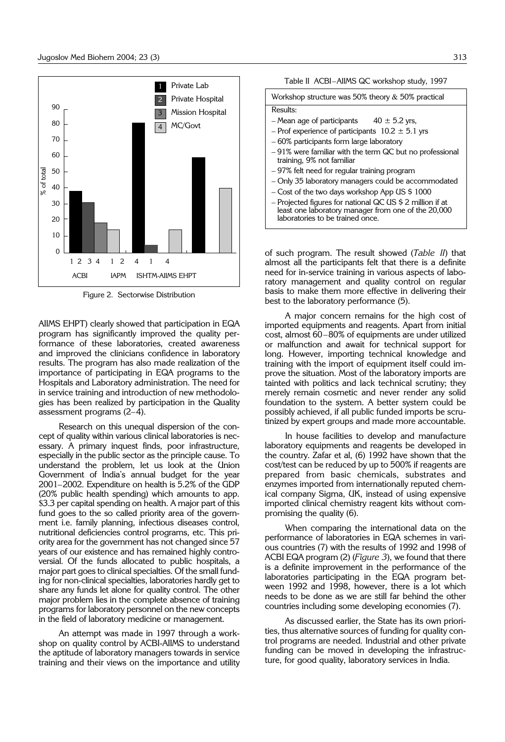Private Lab
Private Hospital
Mission Hospital
MC/Govt

% of total

90
80
70
60
50
40
30
20
10
0

1 2 3 4 1 2 4 1 4

ACBI IAPM ISHTM-AIIMS EHPT

Figure 2. Sectorwise Distribution

AIIMS EHPT) clearly showed that participation in EQA program has significantly improved the quality performance of these laboratories, created awareness and improved the clinicians confidence in laboratory results. The program has also made realization of the importance of participating in EQA programs to the Hospitals and Laboratory administration. The need for in service training and introduction of new methodologies has been realized by participation in the Quality assessment programs (2–4).

Research on this unequal dispersion of the concept of quality within various clinical laboratories is necessary. A primary inquest finds, poor infrastructure, especially in the public sector as the principle cause. To understand the problem, let us look at the Union Government of India's annual budget for the year 2001–2002. Expenditure on health is 5.2% of the GDP (20% public health spending) which amounts to app. $3.3 per capital spending on health. A major part of this fund goes to the so called priority area of the government i.e. family planning, infectious diseases control, nutritional deficiencies control programs, etc. This priority area for the government has not changed since 57 years of our existence and has remained highly controversial. Of the funds allocated to public hospitals, a major part goes to clinical specialties. Of the small funding for non-clinical specialties, laboratories hardly get to share any funds let alone for quality control. The other major problem lies in the complete absence of training programs for laboratory personnel on the new concepts in the field of laboratory medicine or management.

An attempt was made in 1997 through a workshop on quality control by ACBI-AIIMS to understand the aptitude of laboratory managers towards in service training and their views on the importance and utility of such program. The result showed (*Table II*) that almost all the participants felt that there is a definite need for in-service training in various aspects of laboratory management and quality control on regular basis to make them more effective in delivering their best to the laboratory performance (5).

Table II ACBI–AIIMS QC workshop study, 1997

| |
|---|
| Workshop structure was 50% theory & 50% practical |
| Results: |
| – Mean age of participants $40 \pm 5.2$ yrs, |
| – Prof experience of participants $10.2 \pm 5.1$ yrs |
| – 60% participants form large laboratory |
| – 91% were familiar with the term QC but no professional training, 9% not familiar |
| – 97% felt need for regular training program |
| – Only 35 laboratory managers could be accommodated |
| – Cost of the two days workshop App US $ 1000 |
| – Projected figures for national QC US $ 2 million if at least one laboratory manager from one of the 20,000 laboratories to be trained once. |

A major concern remains for the high cost of imported equipments and reagents. Apart from initial cost, almost 60–80% of equipments are under utilized or malfunction and await for technical support for long. However, importing technical knowledge and training with the import of equipment itself could improve the situation. Most of the laboratory imports are tainted with politics and lack technical scrutiny; they merely remain cosmetic and never render any solid foundation to the system. A better system could be possibly achieved, if all public funded imports be scrutinized by expert groups and made more accountable.

In house facilities to develop and manufacture laboratory equipments and reagents be developed in the country. Zafar et al, (6) 1992 have shown that the cost/test can be reduced by up to 500% if reagents are prepared from basic chemicals, substrates and enzymes imported from internationally reputed chemical company Sigma, UK, instead of using expensive imported clinical chemistry reagent kits without compromising the quality (6).

When comparing the international data on the performance of laboratories in EQA schemes in various countries (7) with the results of 1992 and 1998 of ACBI EQA program (2) (*Figure 3*), we found that there is a definite improvement in the performance of the laboratories participating in the EQA program between 1992 and 1998, however, there is a lot which needs to be done as we are still far behind the other countries including some developing economies (7).

As discussed earlier, the State has its own priorities, thus alternative sources of funding for quality control programs are needed. Industrial and other private funding can be moved in developing the infrastructure, for good quality, laboratory services in India.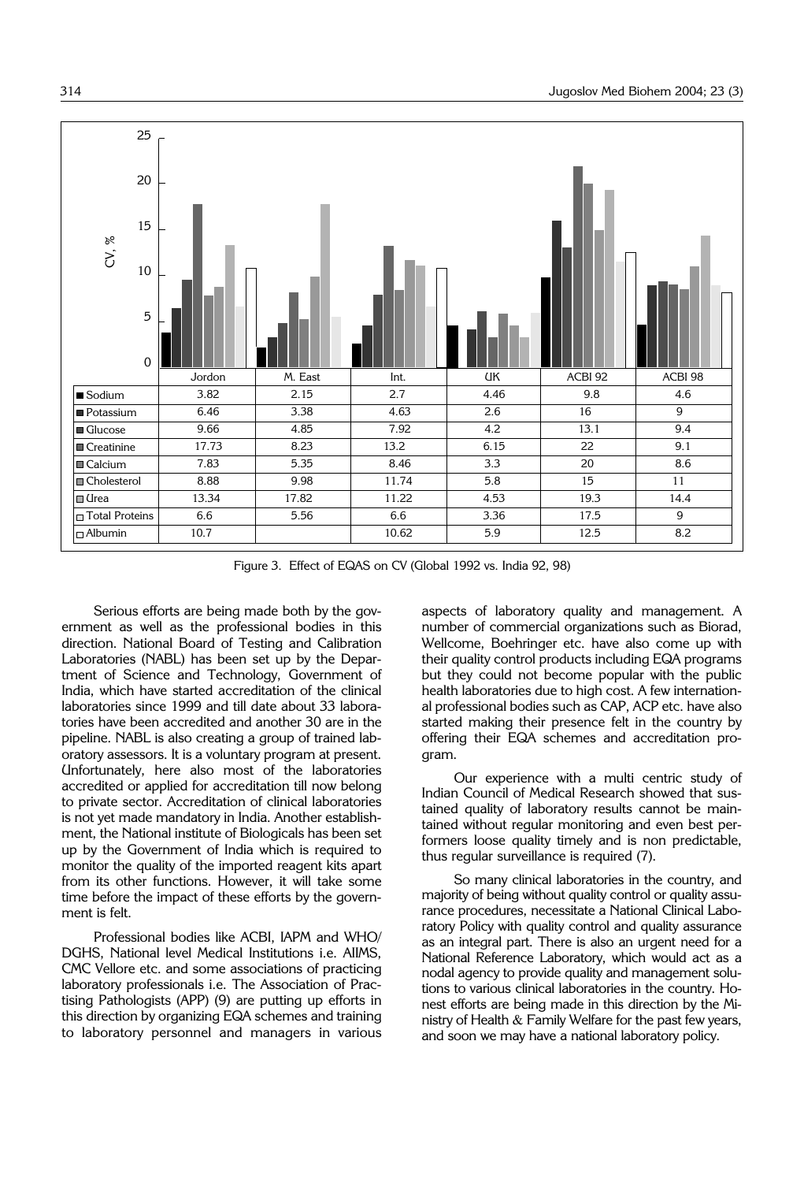| | Jordon | M. East | Int. | UK | ACBI 92 | ACBI 98 |
|---|---|---|---|---|---|---|
| Sodium | 3.82 | 2.15 | 2.7 | 4.46 | 9.8 | 4.6 |
| Potassium | 6.46 | 3.38 | 4.63 | 2.6 | 16 | 9 |
| Glucose | 9.66 | 4.85 | 7.92 | 4.2 | 13.1 | 9.4 |
| Creatinine | 17.73 | 8.23 | 13.2 | 6.15 | 22 | 9.1 |
| Calcium | 7.83 | 5.35 | 8.46 | 3.3 | 20 | 8.6 |
| Cholesterol | 8.88 | 9.98 | 11.74 | 5.8 | 15 | 11 |
| Urea | 13.34 | 17.82 | 11.22 | 4.53 | 19.3 | 14.4 |
| Total Proteins | 6.6 | 5.56 | 6.6 | 3.36 | 17.5 | 9 |
| Albumin | 10.7 | | 10.62 | 5.9 | 12.5 | 8.2 |

Figure 3. Effect of EQAS on CV (Global 1992 vs. India 92, 98)

Serious efforts are being made both by the government as well as the professional bodies in this direction. National Board of Testing and Calibration Laboratories (NABL) has been set up by the Department of Science and Technology, Government of India, which have started accreditation of the clinical laboratories since 1999 and till date about 33 laboratories have been accredited and another 30 are in the pipeline. NABL is also creating a group of trained laboratory assessors. It is a voluntary program at present. Unfortunately, here also most of the laboratories accredited or applied for accreditation till now belong to private sector. Accreditation of clinical laboratories is not yet made mandatory in India. Another establishment, the National institute of Biologicals has been set up by the Government of India which is required to monitor the quality of the imported reagent kits apart from its other functions. However, it will take some time before the impact of these efforts by the government is felt.

Professional bodies like ACBI, IAPM and WHO/DGHS, National level Medical Institutions i.e. AIIMS, CMC Vellore etc. and some associations of practicing laboratory professionals i.e. The Association of Practising Pathologists (APP) (9) are putting up efforts in this direction by organizing EQA schemes and training to laboratory personnel and managers in various aspects of laboratory quality and management. A number of commercial organizations such as Biorad, Wellcome, Boehringer etc. have also come up with their quality control products including EQA programs but they could not become popular with the public health laboratories due to high cost. A few international professional bodies such as CAP, ACP etc. have also started making their presence felt in the country by offering their EQA schemes and accreditation program.

Our experience with a multi centric study of Indian Council of Medical Research showed that sustained quality of laboratory results cannot be maintained without regular monitoring and even best performers loose quality timely and is non predictable, thus regular surveillance is required (7).

So many clinical laboratories in the country, and majority of being without quality control or quality assurance procedures, necessitate a National Clinical Laboratory Policy with quality control and quality assurance as an integral part. There is also an urgent need for a National Reference Laboratory, which would act as a nodal agency to provide quality and management solutions to various clinical laboratories in the country. Honest efforts are being made in this direction by the Ministry of Health & Family Welfare for the past few years, and soon we may have a national laboratory policy.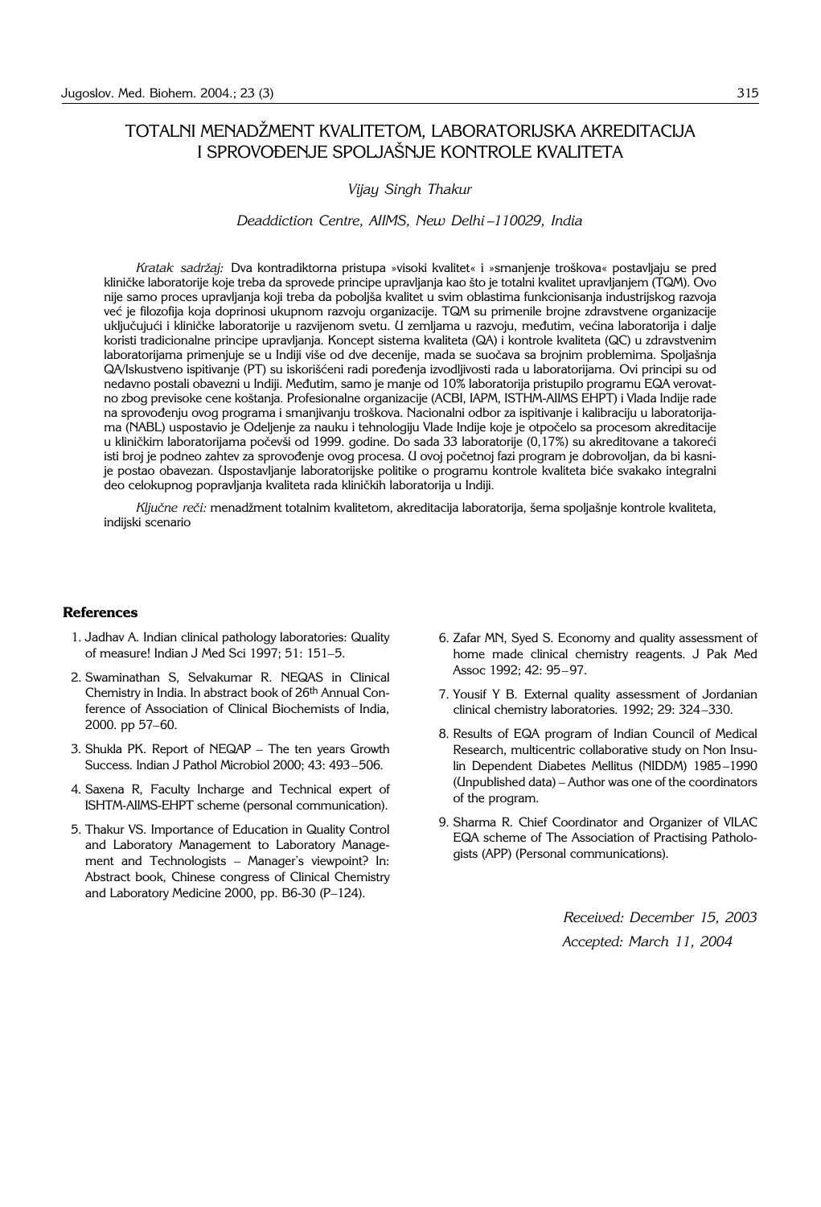# TOTALNI MENADŽMENT KVALITETOM, LABORATORIJSKA AKREDITACIJA I SPROVOĐENJE SPOLJAŠNJE KONTROLE KVALITETA

*Vijay Singh Thakur*

*Deaddiction Centre, AIIMS, New Delhi–110029, India*

*Kratak sadržaj:* Dva kontradiktorna pristupa »visoki kvalitet« i »smanjenje troškova« postavljaju se pred kliničke laboratorije koje treba da sprovede principe upravljanja kao što je totalni kvalitet upravljanjem (TQM). Ovo nije samo proces upravljanja koji treba da poboljša kvalitet u svim oblastima funkcionisanja industrijskog razvoja već je filozofija koja doprinosi ukupnom razvoju organizacije. TQM su primenile brojne zdravstvene organizacije uključujući i kliničke laboratorije u razvijenom svetu. U zemljama u razvoju, međutim, većina laboratorija i dalje koristi tradicionalne principe upravljanja. Koncept sistema kvaliteta (QA) i kontrole kvaliteta (QC) u zdravstvenim laboratorijama primenjuje se u Indiji više od dve decenije, mada se suočava sa brojnim problemima. Spoljašnja QA/Iskustveno ispitivanje (PT) su iskorišćeni radi poređenja izvodljivosti rada u laboratorijama. Ovi principi su od nedavno postali obavezni u Indiji. Međutim, samo je manje od 10% laboratorija pristupilo programu EQA verovatno zbog previsoke cene koštanja. Profesionalne organizacije (ACBI, IAPM, ISTHM-AIIMS EHPT) i Vlada Indije rade na sprovođenju ovog programa i smanjivanju troškova. Nacionalni odbor za ispitivanje i kalibraciju u laboratorijama (NABL) uspostavio je Odeljenje za nauku i tehnologiju Vlade Indije koje je otpočelo sa procesom akreditacije u kliničkim laboratorijama počevši od 1999. godine. Do sada 33 laboratorije (0,17%) su akreditovane a takoreći isti broj je podneo zahtev za sprovođenje ovog procesa. U ovoj početnoj fazi program je dobrovoljan, da bi kasnije postao obavezan. Uspostavljanje laboratorijske politike o programu kontrole kvaliteta biće svakako integralni deo celokupnog popravljanja kvaliteta rada kliničkih laboratorija u Indiji.

*Ključne reči:* menadžment totalnim kvalitetom, akreditacija laboratorija, šema spoljašnje kontrole kvaliteta, indijski scenario

## References

1. Jadhav A. Indian clinical pathology laboratories: Quality of measure! Indian J Med Sci 1997; 51: 151–5.
2. Swaminathan S, Selvakumar R. NEQAS in Clinical Chemistry in India. In abstract book of 26th Annual Conference of Association of Clinical Biochemists of India, 2000. pp 57–60.
3. Shukla PK. Report of NEQAP – The ten years Growth Success. Indian J Pathol Microbiol 2000; 43: 493–506.
4. Saxena R, Faculty Incharge and Technical expert of ISHTM-AIIMS-EHPT scheme (personal communication).
5. Thakur VS. Importance of Education in Quality Control and Laboratory Management to Laboratory Management and Technologists – Manager's viewpoint? In: Abstract book, Chinese congress of Clinical Chemistry and Laboratory Medicine 2000, pp. B6-30 (P–124).
6. Zafar MN, Syed S. Economy and quality assessment of home made clinical chemistry reagents. J Pak Med Assoc 1992; 42: 95–97.
7. Yousif Y B. External quality assessment of Jordanian clinical chemistry laboratories. 1992; 29: 324–330.
8. Results of EQA program of Indian Council of Medical Research, multicentric collaborative study on Non Insulin Dependent Diabetes Mellitus (NIDDM) 1985–1990 (Unpublished data) – Author was one of the coordinators of the program.
9. Sharma R. Chief Coordinator and Organizer of VILAC EQA scheme of The Association of Practising Pathologists (APP) (Personal communications).

*Received: December 15, 2003*

*Accepted: March 11, 2004*